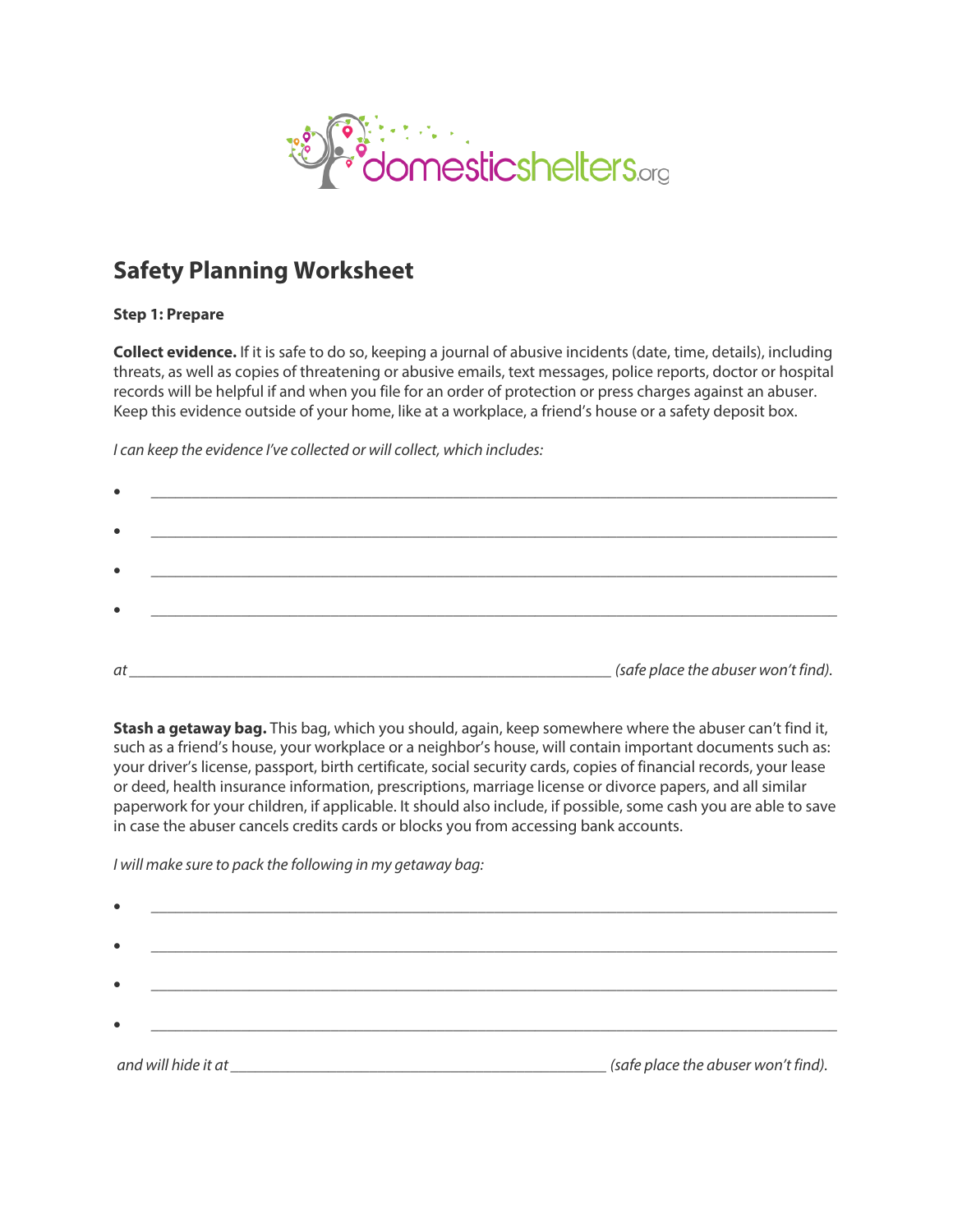domesticshelters.org

# Safety Planning Worksheet

**Step 1: Prepare**

**Collect evidence.** If it is safe to do so, keeping a journal of abusive incidents (date, time, details), including threats, as well as copies of threatening or abusive emails, text messages, police reports, doctor or hospital records will be helpful if and when you file for an order of protection or press charges against an abuser. Keep this evidence outside of your home, like at a workplace, a friend's house or a safety deposit box.

*I can keep the evidence I've collected or will collect, which includes:*

- ______________________________________________
- ______________________________________________
- ______________________________________________
- ______________________________________________

*at ______________________________________ (safe place the abuser won't find).*

**Stash a getaway bag.** This bag, which you should, again, keep somewhere where the abuser can't find it, such as a friend's house, your workplace or a neighbor's house, will contain important documents such as: your driver's license, passport, birth certificate, social security cards, copies of financial records, your lease or deed, health insurance information, prescriptions, marriage license or divorce papers, and all similar paperwork for your children, if applicable. It should also include, if possible, some cash you are able to save in case the abuser cancels credits cards or blocks you from accessing bank accounts.

*I will make sure to pack the following in my getaway bag:*

- ______________________________________________
- ______________________________________________
- ______________________________________________
- ______________________________________________

*and will hide it at ______________________________________ (safe place the abuser won't find).*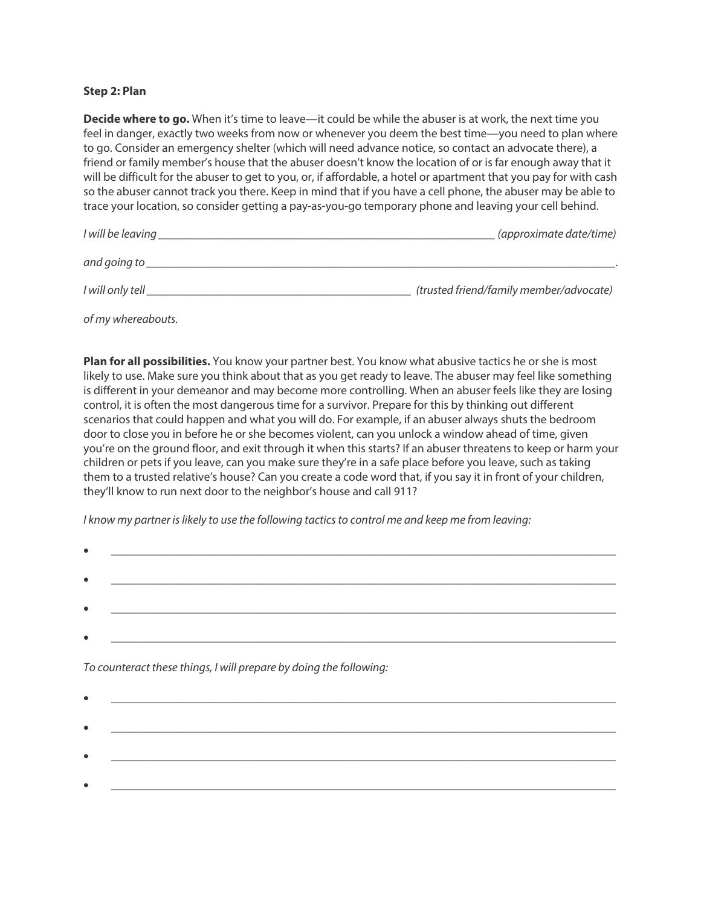**Step 2: Plan**

**Decide where to go.** When it's time to leave—it could be while the abuser is at work, the next time you feel in danger, exactly two weeks from now or whenever you deem the best time—you need to plan where to go. Consider an emergency shelter (which will need advance notice, so contact an advocate there), a friend or family member's house that the abuser doesn't know the location of or is far enough away that it will be difficult for the abuser to get to you, or, if affordable, a hotel or apartment that you pay for with cash so the abuser cannot track you there. Keep in mind that if you have a cell phone, the abuser may be able to trace your location, so consider getting a pay-as-you-go temporary phone and leaving your cell behind.

*I will be leaving* ____________________________________________________________ *(approximate date/time)*

*and going to* ____________________________________________________________________________________.

*I will only tell* ______________________________________________ *(trusted friend/family member/advocate)*

*of my whereabouts.*

**Plan for all possibilities.** You know your partner best. You know what abusive tactics he or she is most likely to use. Make sure you think about that as you get ready to leave. The abuser may feel like something is different in your demeanor and may become more controlling. When an abuser feels like they are losing control, it is often the most dangerous time for a survivor. Prepare for this by thinking out different scenarios that could happen and what you will do. For example, if an abuser always shuts the bedroom door to close you in before he or she becomes violent, can you unlock a window ahead of time, given you're on the ground floor, and exit through it when this starts? If an abuser threatens to keep or harm your children or pets if you leave, can you make sure they're in a safe place before you leave, such as taking them to a trusted relative's house? Can you create a code word that, if you say it in front of your children, they'll know to run next door to the neighbor's house and call 911?

*I know my partner is likely to use the following tactics to control me and keep me from leaving:*

- ____________________________________________________________________________________
- ____________________________________________________________________________________
- ____________________________________________________________________________________
- ____________________________________________________________________________________

*To counteract these things, I will prepare by doing the following:*

- ____________________________________________________________________________________
- ____________________________________________________________________________________
- ____________________________________________________________________________________
- ____________________________________________________________________________________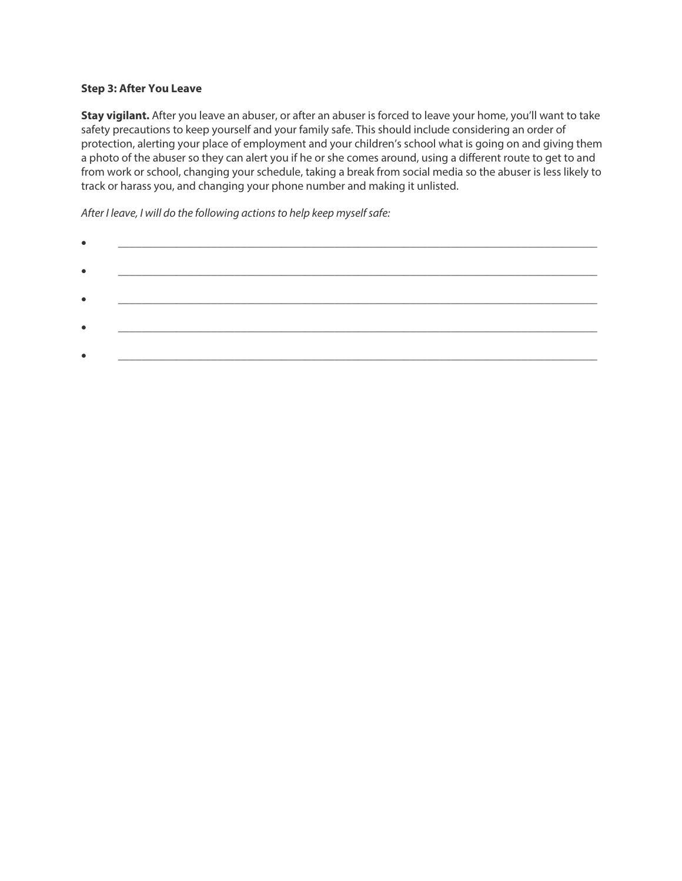**Step 3: After You Leave**

**Stay vigilant.** After you leave an abuser, or after an abuser is forced to leave your home, you'll want to take safety precautions to keep yourself and your family safe. This should include considering an order of protection, alerting your place of employment and your children's school what is going on and giving them a photo of the abuser so they can alert you if he or she comes around, using a different route to get to and from work or school, changing your schedule, taking a break from social media so the abuser is less likely to track or harass you, and changing your phone number and making it unlisted.

*After I leave, I will do the following actions to help keep myself safe:*

- ______________________________________________________________________________
- ______________________________________________________________________________
- ______________________________________________________________________________
- ______________________________________________________________________________
- ______________________________________________________________________________